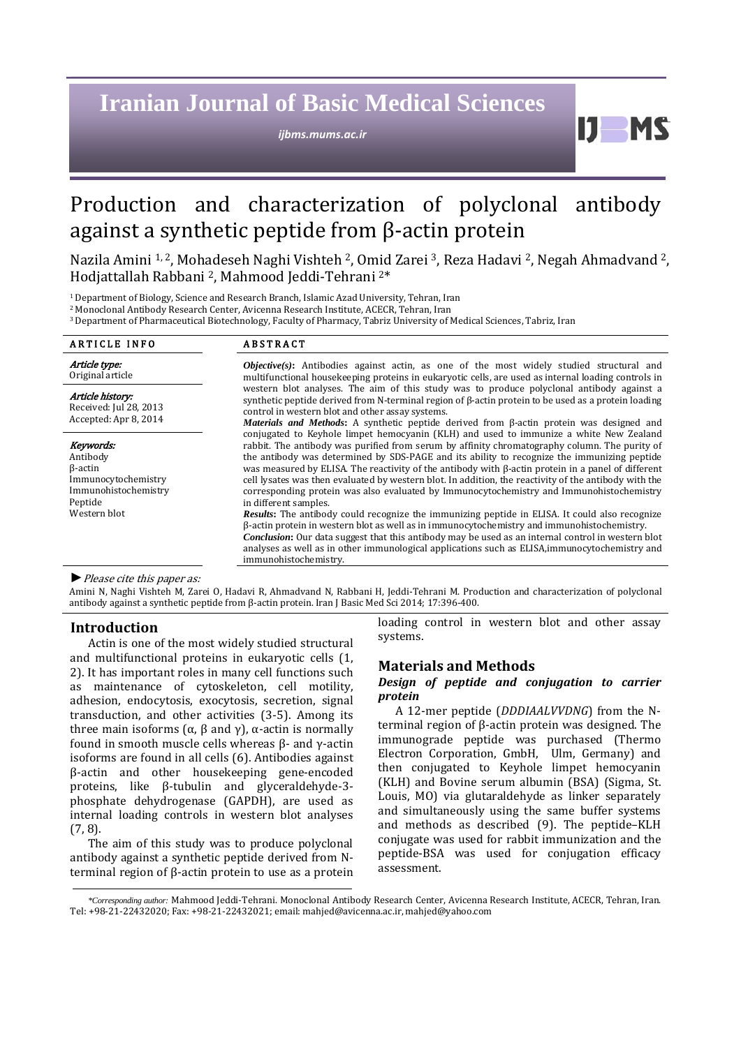# Production and characterization of polyclonal antibody against a synthetic peptide from β-actin protein

Nazila Amini [1, 2], Mohadeseh Naghi Vishteh [2], Omid Zarei [3], Reza Hadavi [2], Negah Ahmadvand [2], Hodjattallah Rabbani [2], Mahmood Jeddi-Tehrani [2]*

[1] Department of Biology, Science and Research Branch, Islamic Azad University, Tehran, Iran
[2] Monoclonal Antibody Research Center, Avicenna Research Institute, ACECR, Tehran, Iran
[3] Department of Pharmaceutical Biotechnology, Faculty of Pharmacy, Tabriz University of Medical Sciences, Tabriz, Iran

## ARTICLE INFO

*Article type:*
Original article

*Article history:*
Received: Jul 28, 2013
Accepted: Apr 8, 2014

*Keywords:*
Antibody
β-actin
Immunocytochemistry
Immunohistochemistry
Peptide
Western blot

## ABSTRACT

***Objective(s)*:** Antibodies against actin, as one of the most widely studied structural and multifunctional housekeeping proteins in eukaryotic cells, are used as internal loading controls in western blot analyses. The aim of this study was to produce polyclonal antibody against a synthetic peptide derived from N-terminal region of β-actin protein to be used as a protein loading control in western blot and other assay systems.

***Materials and Methods*:** A synthetic peptide derived from β-actin protein was designed and conjugated to Keyhole limpet hemocyanin (KLH) and used to immunize a white New Zealand rabbit. The antibody was purified from serum by affinity chromatography column. The purity of the antibody was determined by SDS-PAGE and its ability to recognize the immunizing peptide was measured by ELISA. The reactivity of the antibody with β-actin protein in a panel of different cell lysates was then evaluated by western blot. In addition, the reactivity of the antibody with the corresponding protein was also evaluated by Immunocytochemistry and Immunohistochemistry in different samples.

***Results*:** The antibody could recognize the immunizing peptide in ELISA. It could also recognize β-actin protein in western blot as well as in immunocytochemistry and immunohistochemistry.

***Conclusion*:** Our data suggest that this antibody may be used as an internal control in western blot analyses as well as in other immunological applications such as ELISA,immunocytochemistry and immunohistochemistry.

► *Please cite this paper as:*

Amini N, Naghi Vishteh M, Zarei O, Hadavi R, Ahmadvand N, Rabbani H, Jeddi-Tehrani M. Production and characterization of polyclonal antibody against a synthetic peptide from β-actin protein. Iran J Basic Med Sci 2014; 17:396-400.

## Introduction

Actin is one of the most widely studied structural and multifunctional proteins in eukaryotic cells (1, 2). It has important roles in many cell functions such as maintenance of cytoskeleton, cell motility, adhesion, endocytosis, exocytosis, secretion, signal transduction, and other activities (3-5). Among its three main isoforms (α, β and γ), α-actin is normally found in smooth muscle cells whereas β- and γ-actin isoforms are found in all cells (6). Antibodies against β-actin and other housekeeping gene-encoded proteins, like β-tubulin and glyceraldehyde-3-phosphate dehydrogenase (GAPDH), are used as internal loading controls in western blot analyses (7, 8).

The aim of this study was to produce polyclonal antibody against a synthetic peptide derived from N-terminal region of β-actin protein to use as a protein loading control in western blot and other assay systems.

## Materials and Methods

### *Design of peptide and conjugation to carrier protein*

A 12-mer peptide (*DDDIAALVVDNG*) from the N-terminal region of β-actin protein was designed. The immunograde peptide was purchased (Thermo Electron Corporation, GmbH, Ulm, Germany) and then conjugated to Keyhole limpet hemocyanin (KLH) and Bovine serum albumin (BSA) (Sigma, St. Louis, MO) via glutaraldehyde as linker separately and simultaneously using the same buffer systems and methods as described (9). The peptide–KLH conjugate was used for rabbit immunization and the peptide-BSA was used for conjugation efficacy assessment.

*\*Corresponding author:* Mahmood Jeddi-Tehrani. Monoclonal Antibody Research Center, Avicenna Research Institute, ACECR, Tehran, Iran. Tel: +98-21-22432020; Fax: +98-21-22432021; email: mahjed@avicenna.ac.ir, mahjed@yahoo.com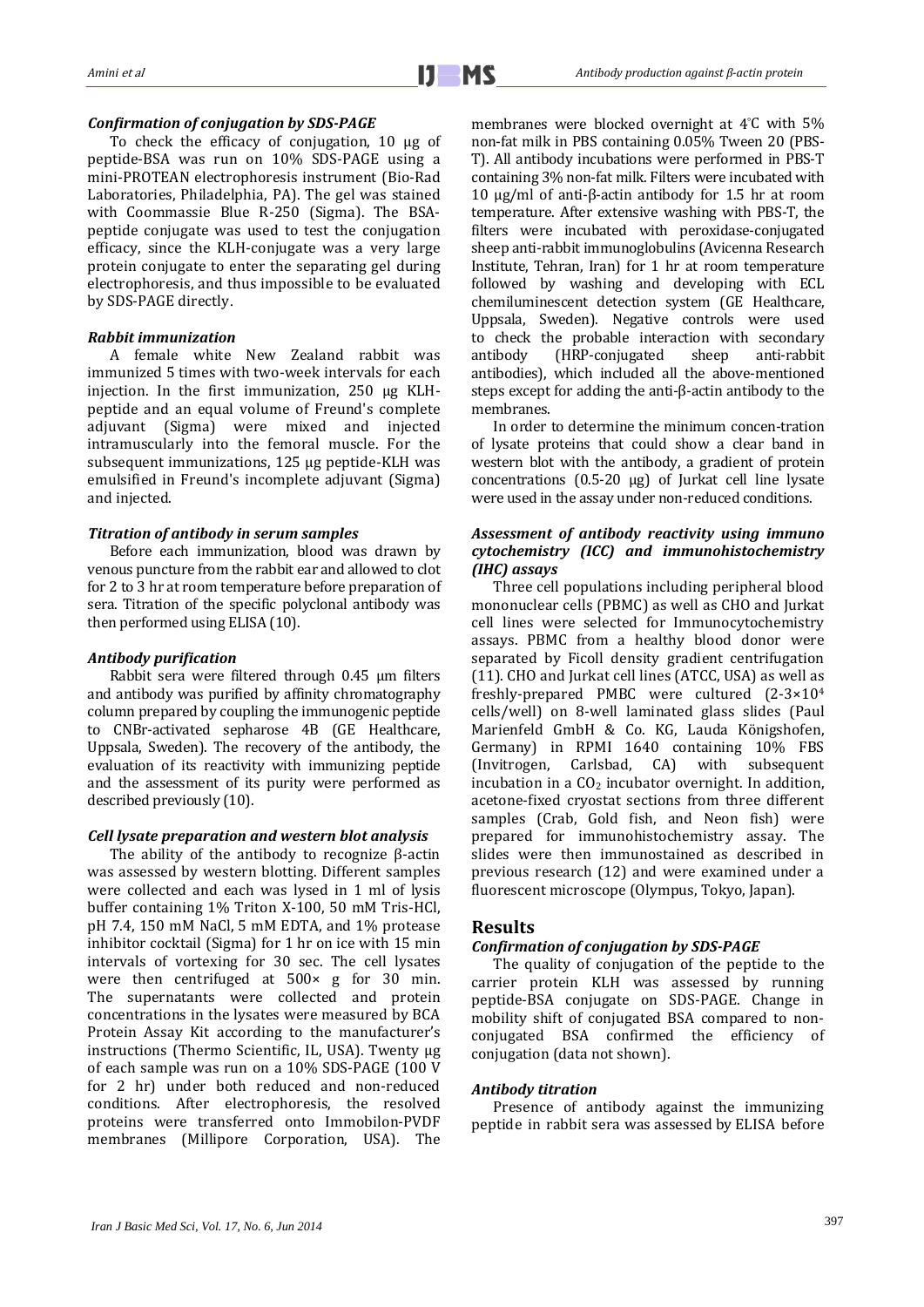### *Confirmation of conjugation by SDS-PAGE*

To check the efficacy of conjugation, 10 μg of peptide-BSA was run on 10% SDS-PAGE using a mini-PROTEAN electrophoresis instrument (Bio-Rad Laboratories, Philadelphia, PA). The gel was stained with Coommassie Blue R-250 (Sigma). The BSA-peptide conjugate was used to test the conjugation efficacy, since the KLH-conjugate was a very large protein conjugate to enter the separating gel during electrophoresis, and thus impossible to be evaluated by SDS-PAGE directly.

### *Rabbit immunization*

A female white New Zealand rabbit was immunized 5 times with two-week intervals for each injection. In the first immunization, 250 μg KLH-peptide and an equal volume of Freund's complete adjuvant (Sigma) were mixed and injected intramuscularly into the femoral muscle. For the subsequent immunizations, 125 μg peptide-KLH was emulsified in Freund's incomplete adjuvant (Sigma) and injected.

### *Titration of antibody in serum samples*

Before each immunization, blood was drawn by venous puncture from the rabbit ear and allowed to clot for 2 to 3 hr at room temperature before preparation of sera. Titration of the specific polyclonal antibody was then performed using ELISA (10).

### *Antibody purification*

Rabbit sera were filtered through 0.45 μm filters and antibody was purified by affinity chromatography column prepared by coupling the immunogenic peptide to CNBr-activated sepharose 4B (GE Healthcare, Uppsala, Sweden). The recovery of the antibody, the evaluation of its reactivity with immunizing peptide and the assessment of its purity were performed as described previously (10).

### *Cell lysate preparation and western blot analysis*

The ability of the antibody to recognize β-actin was assessed by western blotting. Different samples were collected and each was lysed in 1 ml of lysis buffer containing 1% Triton X-100, 50 mM Tris-HCl, pH 7.4, 150 mM NaCl, 5 mM EDTA, and 1% protease inhibitor cocktail (Sigma) for 1 hr on ice with 15 min intervals of vortexing for 30 sec. The cell lysates were then centrifuged at 500× g for 30 min. The supernatants were collected and protein concentrations in the lysates were measured by BCA Protein Assay Kit according to the manufacturer's instructions (Thermo Scientific, IL, USA). Twenty μg of each sample was run on a 10% SDS-PAGE (100 V for 2 hr) under both reduced and non-reduced conditions. After electrophoresis, the resolved proteins were transferred onto Immobilon-PVDF membranes (Millipore Corporation, USA). The membranes were blocked overnight at 4°C with 5% non-fat milk in PBS containing 0.05% Tween 20 (PBS-T). All antibody incubations were performed in PBS-T containing 3% non-fat milk. Filters were incubated with 10 μg/ml of anti-β-actin antibody for 1.5 hr at room temperature. After extensive washing with PBS-T, the filters were incubated with peroxidase-conjugated sheep anti-rabbit immunoglobulins (Avicenna Research Institute, Tehran, Iran) for 1 hr at room temperature followed by washing and developing with ECL chemiluminescent detection system (GE Healthcare, Uppsala, Sweden). Negative controls were used to check the probable interaction with secondary antibody (HRP-conjugated sheep anti-rabbit antibodies), which included all the above-mentioned steps except for adding the anti-β-actin antibody to the membranes.

In order to determine the minimum concen-tration of lysate proteins that could show a clear band in western blot with the antibody, a gradient of protein concentrations (0.5-20 μg) of Jurkat cell line lysate were used in the assay under non-reduced conditions.

### *Assessment of antibody reactivity using immuno cytochemistry (ICC) and immunohistochemistry (IHC) assays*

Three cell populations including peripheral blood mononuclear cells (PBMC) as well as CHO and Jurkat cell lines were selected for Immunocytochemistry assays. PBMC from a healthy blood donor were separated by Ficoll density gradient centrifugation (11). CHO and Jurkat cell lines (ATCC, USA) as well as freshly-prepared PMBC were cultured (2-3×$10^4$ cells/well) on 8-well laminated glass slides (Paul Marienfeld GmbH & Co. KG, Lauda Königshofen, Germany) in RPMI 1640 containing 10% FBS (Invitrogen, Carlsbad, CA) with subsequent incubation in a $CO_2$ incubator overnight. In addition, acetone-fixed cryostat sections from three different samples (Crab, Gold fish, and Neon fish) were prepared for immunohistochemistry assay. The slides were then immunostained as described in previous research (12) and were examined under a fluorescent microscope (Olympus, Tokyo, Japan).

## Results

### *Confirmation of conjugation by SDS-PAGE*

The quality of conjugation of the peptide to the carrier protein KLH was assessed by running peptide-BSA conjugate on SDS-PAGE. Change in mobility shift of conjugated BSA compared to non-conjugated BSA confirmed the efficiency of conjugation (data not shown).

### *Antibody titration*

Presence of antibody against the immunizing peptide in rabbit sera was assessed by ELISA before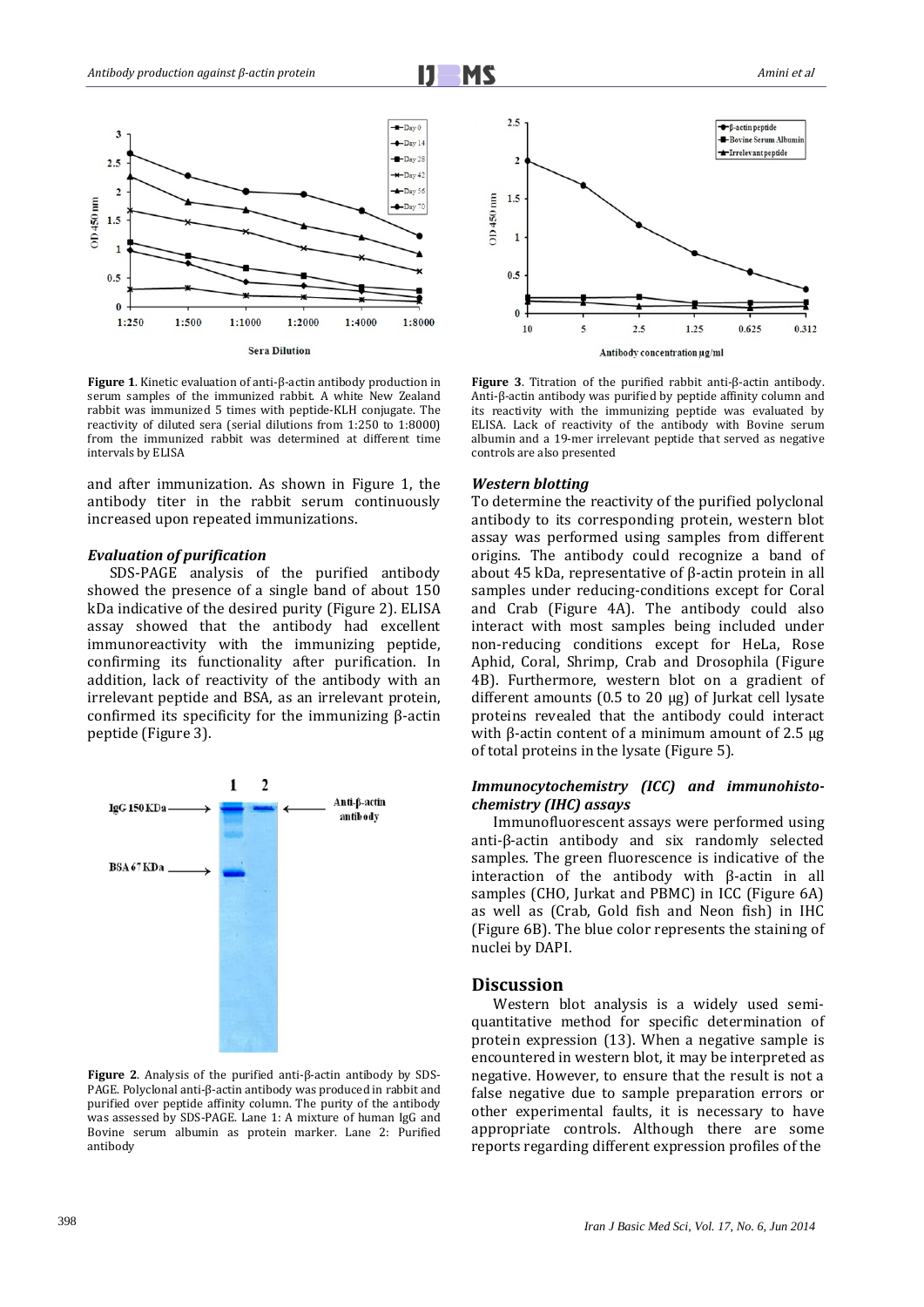**Figure 1**. Kinetic evaluation of anti-β-actin antibody production in serum samples of the immunized rabbit. A white New Zealand rabbit was immunized 5 times with peptide-KLH conjugate. The reactivity of diluted sera (serial dilutions from 1:250 to 1:8000) from the immunized rabbit was determined at different time intervals by ELISA

and after immunization. As shown in Figure 1, the antibody titer in the rabbit serum continuously increased upon repeated immunizations.

### *Evaluation of purification*

SDS-PAGE analysis of the purified antibody showed the presence of a single band of about 150 kDa indicative of the desired purity (Figure 2). ELISA assay showed that the antibody had excellent immunoreactivity with the immunizing peptide, confirming its functionality after purification. In addition, lack of reactivity of the antibody with an irrelevant peptide and BSA, as an irrelevant protein, confirmed its specificity for the immunizing β-actin peptide (Figure 3).

**Figure 2**. Analysis of the purified anti-β-actin antibody by SDS-PAGE. Polyclonal anti-β-actin antibody was produced in rabbit and purified over peptide affinity column. The purity of the antibody was assessed by SDS-PAGE. Lane 1: A mixture of human IgG and Bovine serum albumin as protein marker. Lane 2: Purified antibody

**Figure 3**. Titration of the purified rabbit anti-β-actin antibody. Anti-β-actin antibody was purified by peptide affinity column and its reactivity with the immunizing peptide was evaluated by ELISA. Lack of reactivity of the antibody with Bovine serum albumin and a 19-mer irrelevant peptide that served as negative controls are also presented

### *Western blotting*

To determine the reactivity of the purified polyclonal antibody to its corresponding protein, western blot assay was performed using samples from different origins. The antibody could recognize a band of about 45 kDa, representative of β-actin protein in all samples under reducing-conditions except for Coral and Crab (Figure 4A). The antibody could also interact with most samples being included under non-reducing conditions except for HeLa, Rose Aphid, Coral, Shrimp, Crab and Drosophila (Figure 4B). Furthermore, western blot on a gradient of different amounts (0.5 to 20 μg) of Jurkat cell lysate proteins revealed that the antibody could interact with β-actin content of a minimum amount of 2.5 μg of total proteins in the lysate (Figure 5).

### *Immunocytochemistry (ICC) and immunohistochemistry (IHC) assays*

Immunofluorescent assays were performed using anti-β-actin antibody and six randomly selected samples. The green fluorescence is indicative of the interaction of the antibody with β-actin in all samples (CHO, Jurkat and PBMC) in ICC (Figure 6A) as well as (Crab, Gold fish and Neon fish) in IHC (Figure 6B). The blue color represents the staining of nuclei by DAPI.

## Discussion

Western blot analysis is a widely used semi-quantitative method for specific determination of protein expression (13). When a negative sample is encountered in western blot, it may be interpreted as negative. However, to ensure that the result is not a false negative due to sample preparation errors or other experimental faults, it is necessary to have appropriate controls. Although there are some reports regarding different expression profiles of the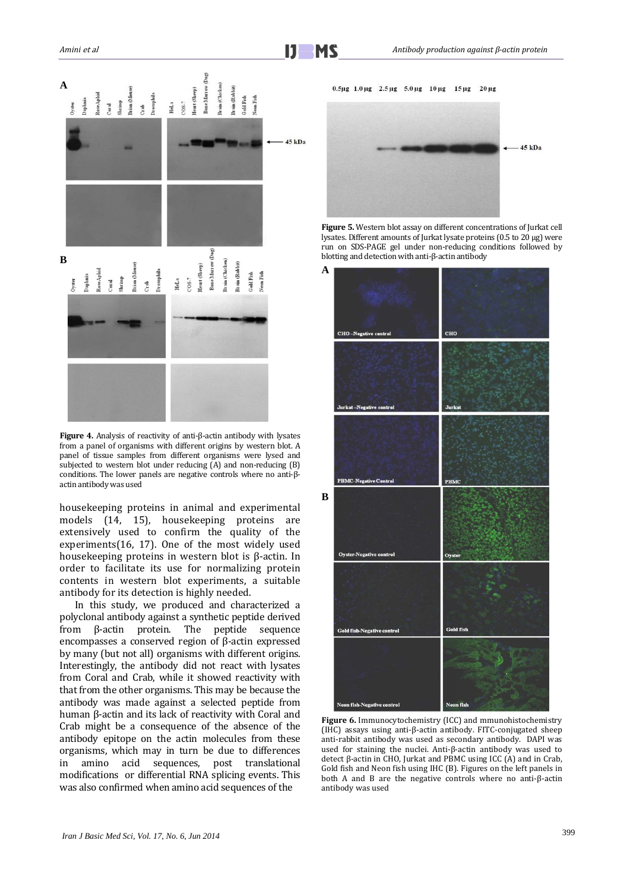**Figure 4.** Analysis of reactivity of anti-β-actin antibody with lysates from a panel of organisms with different origins by western blot. A panel of tissue samples from different organisms were lysed and subjected to western blot under reducing (A) and non-reducing (B) conditions. The lower panels are negative controls where no anti-β-actin antibody was used

housekeeping proteins in animal and experimental models (14, 15), housekeeping proteins are extensively used to confirm the quality of the experiments(16, 17). One of the most widely used housekeeping proteins in western blot is β-actin. In order to facilitate its use for normalizing protein contents in western blot experiments, a suitable antibody for its detection is highly needed.

In this study, we produced and characterized a polyclonal antibody against a synthetic peptide derived from β-actin protein. The peptide sequence encompasses a conserved region of β-actin expressed by many (but not all) organisms with different origins. Interestingly, the antibody did not react with lysates from Coral and Crab, while it showed reactivity with that from the other organisms. This may be because the antibody was made against a selected peptide from human β-actin and its lack of reactivity with Coral and Crab might be a consequence of the absence of the antibody epitope on the actin molecules from these organisms, which may in turn be due to differences in amino acid sequences, post translational modifications or differential RNA splicing events. This was also confirmed when amino acid sequences of the

**Figure 5.** Western blot assay on different concentrations of Jurkat cell lysates. Different amounts of Jurkat lysate proteins (0.5 to 20 μg) were run on SDS-PAGE gel under non-reducing conditions followed by blotting and detection with anti-β-actin antibody

**Figure 6.** Immunocytochemistry (ICC) and mmunohistochemistry (IHC) assays using anti-β-actin antibody. FITC-conjugated sheep anti-rabbit antibody was used as secondary antibody. DAPI was used for staining the nuclei. Anti-β-actin antibody was used to detect β-actin in CHO, Jurkat and PBMC using ICC (A) and in Crab, Gold fish and Neon fish using IHC (B). Figures on the left panels in both A and B are the negative controls where no anti-β-actin antibody was used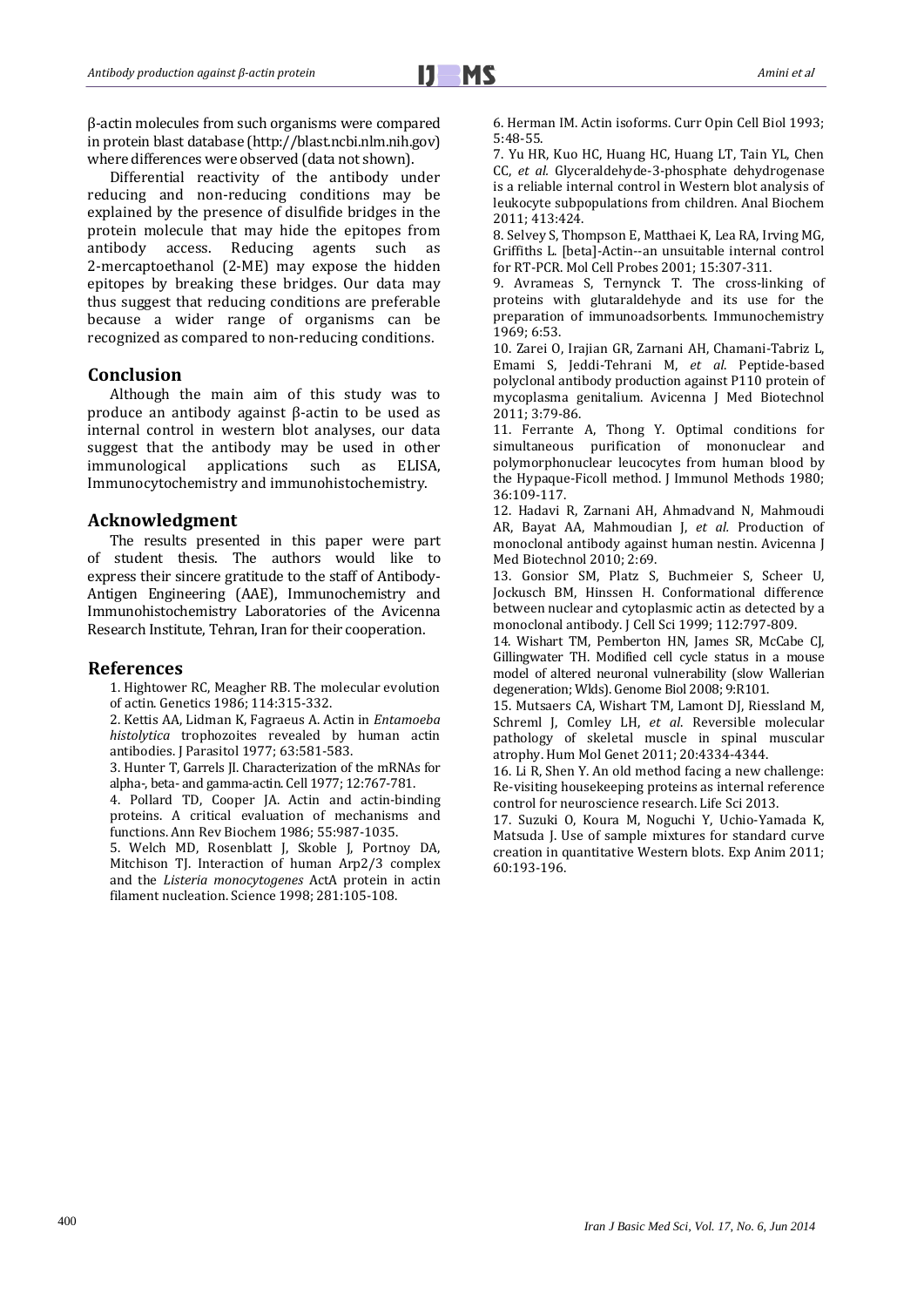β-actin molecules from such organisms were compared in protein blast database (http://blast.ncbi.nlm.nih.gov) where differences were observed (data not shown).

Differential reactivity of the antibody under reducing and non-reducing conditions may be explained by the presence of disulfide bridges in the protein molecule that may hide the epitopes from antibody access. Reducing agents such as 2-mercaptoethanol (2-ME) may expose the hidden epitopes by breaking these bridges. Our data may thus suggest that reducing conditions are preferable because a wider range of organisms can be recognized as compared to non-reducing conditions.

## Conclusion

Although the main aim of this study was to produce an antibody against β-actin to be used as internal control in western blot analyses, our data suggest that the antibody may be used in other immunological applications such as ELISA, Immunocytochemistry and immunohistochemistry.

## Acknowledgment

The results presented in this paper were part of student thesis. The authors would like to express their sincere gratitude to the staff of Antibody-Antigen Engineering (AAE), Immunochemistry and Immunohistochemistry Laboratories of the Avicenna Research Institute, Tehran, Iran for their cooperation.

## References

1. Hightower RC, Meagher RB. The molecular evolution of actin. Genetics 1986; 114:315-332.
2. Kettis AA, Lidman K, Fagraeus A. Actin in *Entamoeba histolytica* trophozoites revealed by human actin antibodies. J Parasitol 1977; 63:581-583.
3. Hunter T, Garrels JI. Characterization of the mRNAs for alpha-, beta- and gamma-actin. Cell 1977; 12:767-781.
4. Pollard TD, Cooper JA. Actin and actin-binding proteins. A critical evaluation of mechanisms and functions. Ann Rev Biochem 1986; 55:987-1035.
5. Welch MD, Rosenblatt J, Skoble J, Portnoy DA, Mitchison TJ. Interaction of human Arp2/3 complex and the *Listeria monocytogenes* ActA protein in actin filament nucleation. Science 1998; 281:105-108.
6. Herman IM. Actin isoforms. Curr Opin Cell Biol 1993; 5:48-55.
7. Yu HR, Kuo HC, Huang HC, Huang LT, Tain YL, Chen CC, *et al.* Glyceraldehyde-3-phosphate dehydrogenase is a reliable internal control in Western blot analysis of leukocyte subpopulations from children. Anal Biochem 2011; 413:424.
8. Selvey S, Thompson E, Matthaei K, Lea RA, Irving MG, Griffiths L. [beta]-Actin--an unsuitable internal control for RT-PCR. Mol Cell Probes 2001; 15:307-311.
9. Avrameas S, Ternynck T. The cross-linking of proteins with glutaraldehyde and its use for the preparation of immunoadsorbents. Immunochemistry 1969; 6:53.
10. Zarei O, Irajian GR, Zarnani AH, Chamani-Tabriz L, Emami S, Jeddi-Tehrani M, *et al.* Peptide-based polyclonal antibody production against P110 protein of mycoplasma genitalium. Avicenna J Med Biotechnol 2011; 3:79-86.
11. Ferrante A, Thong Y. Optimal conditions for simultaneous purification of mononuclear and polymorphonuclear leucocytes from human blood by the Hypaque-Ficoll method. J Immunol Methods 1980; 36:109-117.
12. Hadavi R, Zarnani AH, Ahmadvand N, Mahmoudi AR, Bayat AA, Mahmoudian J, *et al.* Production of monoclonal antibody against human nestin. Avicenna J Med Biotechnol 2010; 2:69.
13. Gonsior SM, Platz S, Buchmeier S, Scheer U, Jockusch BM, Hinssen H. Conformational difference between nuclear and cytoplasmic actin as detected by a monoclonal antibody. J Cell Sci 1999; 112:797-809.
14. Wishart TM, Pemberton HN, James SR, McCabe CJ, Gillingwater TH. Modified cell cycle status in a mouse model of altered neuronal vulnerability (slow Wallerian degeneration; Wlds). Genome Biol 2008; 9:R101.
15. Mutsaers CA, Wishart TM, Lamont DJ, Riessland M, Schreml J, Comley LH, *et al.* Reversible molecular pathology of skeletal muscle in spinal muscular atrophy. Hum Mol Genet 2011; 20:4334-4344.
16. Li R, Shen Y. An old method facing a new challenge: Re-visiting housekeeping proteins as internal reference control for neuroscience research. Life Sci 2013.
17. Suzuki O, Koura M, Noguchi Y, Uchio-Yamada K, Matsuda J. Use of sample mixtures for standard curve creation in quantitative Western blots. Exp Anim 2011; 60:193-196.